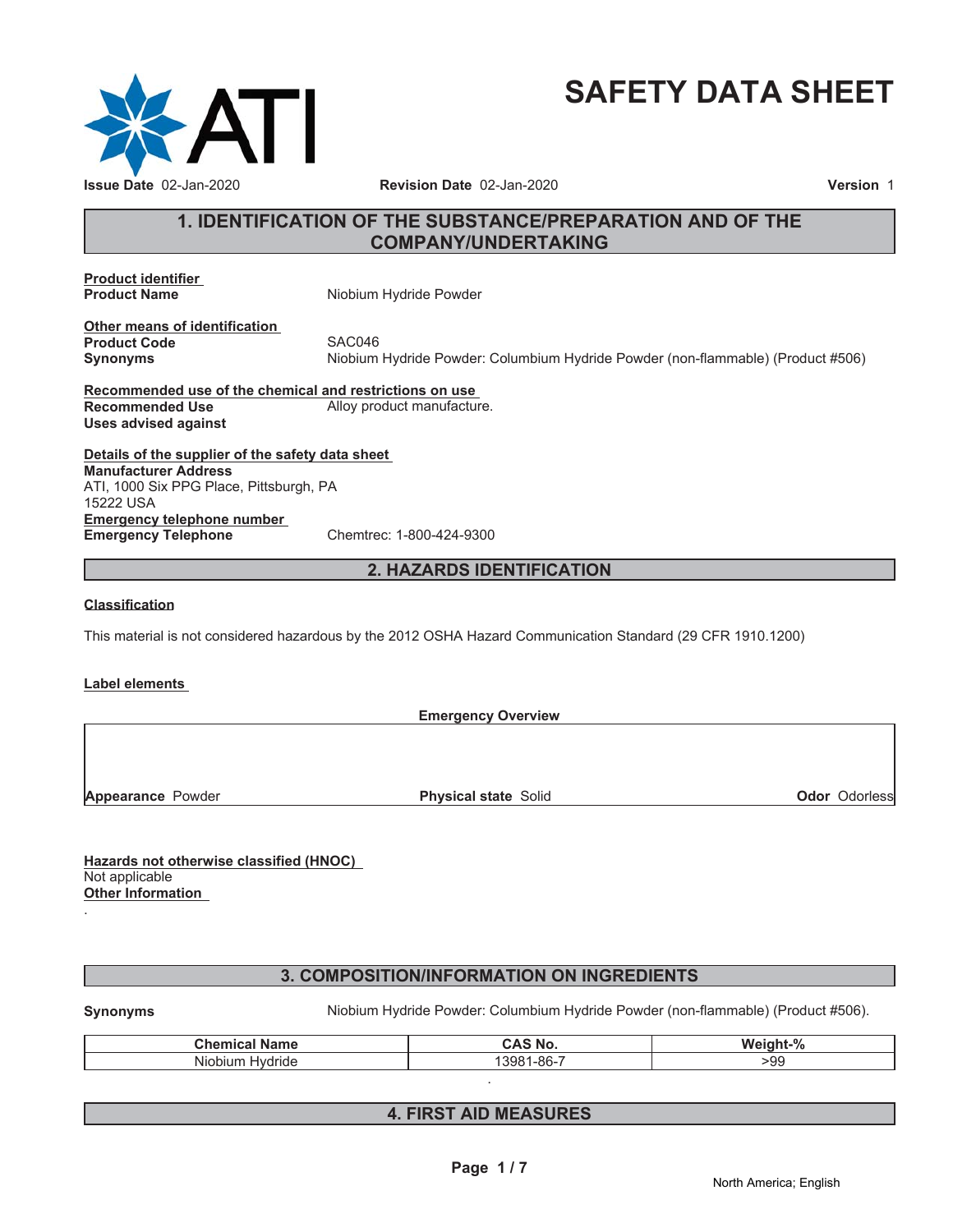# SAFETY DATA SHEET

**Issue Date** 02-Jan-2020 **Revision Date** 02-Jan-2020 **Version** 1

## 1. IDENTIFICATION OF THE SUBSTANCE/PREPARATION AND OF THE COMPANY/UNDERTAKING

**Product identifier**

**Product Name** Niobium Hydride Powder

**Other means of identification**

**Product Code** SAC046

**Synonyms** Niobium Hydride Powder: Columbium Hydride Powder (non-flammable) (Product #506)

**Recommended use of the chemical and restrictions on use**

**Recommended Use** Alloy product manufacture.

**Uses advised against**

**Details of the supplier of the safety data sheet**

**Manufacturer Address**
ATI, 1000 Six PPG Place, Pittsburgh, PA
15222 USA

**Emergency telephone number**

**Emergency Telephone** Chemtrec: 1-800-424-9300

## 2. HAZARDS IDENTIFICATION

**Classification**

This material is not considered hazardous by the 2012 OSHA Hazard Communication Standard (29 CFR 1910.1200)

**Label elements**

**Emergency Overview**

**Appearance** Powder **Physical state** Solid **Odor** Odorless

**Hazards not otherwise classified (HNOC)**
Not applicable

**Other Information**
.

## 3. COMPOSITION/INFORMATION ON INGREDIENTS

**Synonyms** Niobium Hydride Powder: Columbium Hydride Powder (non-flammable) (Product #506).

| Chemical Name | CAS No. | Weight-% |
|---|---|---|
| Niobium Hydride | 13981-86-7 | >99 |

.

## 4. FIRST AID MEASURES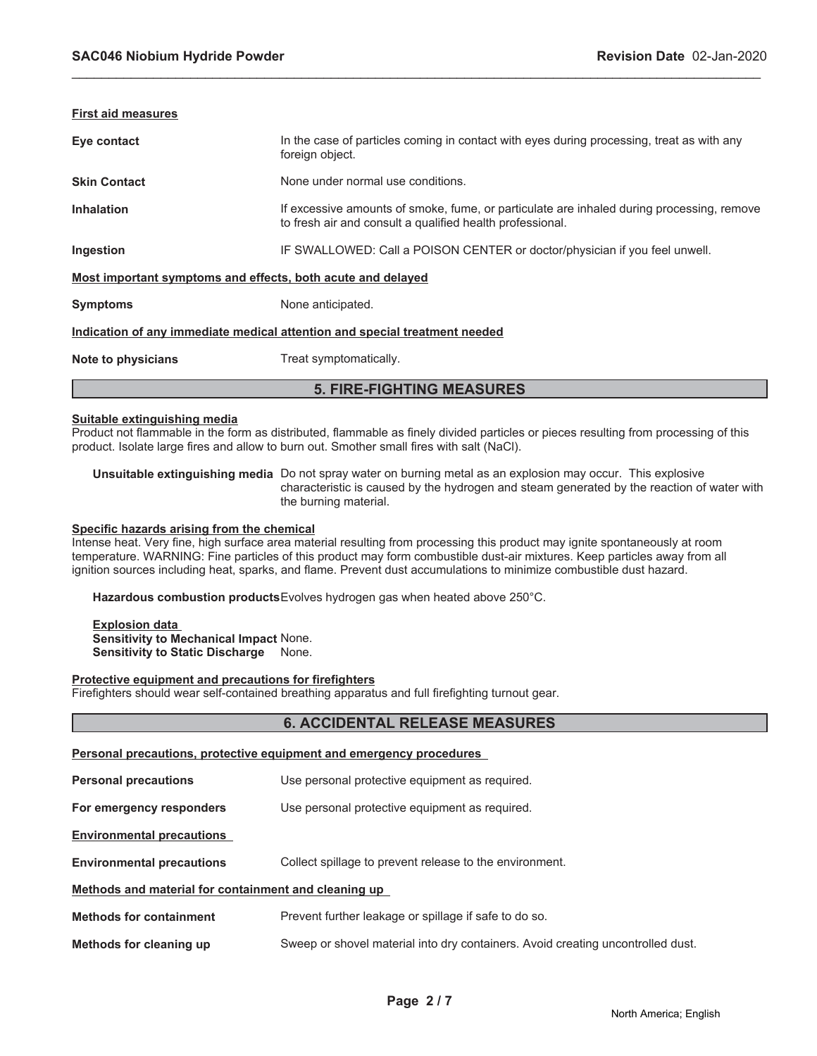**First aid measures**

| | |
|---|---|
| **Eye contact** | In the case of particles coming in contact with eyes during processing, treat as with any foreign object. |
| **Skin Contact** | None under normal use conditions. |
| **Inhalation** | If excessive amounts of smoke, fume, or particulate are inhaled during processing, remove to fresh air and consult a qualified health professional. |
| **Ingestion** | IF SWALLOWED: Call a POISON CENTER or doctor/physician if you feel unwell. |

**Most important symptoms and effects, both acute and delayed**

| | |
|---|---|
| **Symptoms** | None anticipated. |

**Indication of any immediate medical attention and special treatment needed**

| | |
|---|---|
| **Note to physicians** | Treat symptomatically. |

## 5. FIRE-FIGHTING MEASURES

**Suitable extinguishing media**

Product not flammable in the form as distributed, flammable as finely divided particles or pieces resulting from processing of this product. Isolate large fires and allow to burn out. Smother small fires with salt (NaCl).

**Unsuitable extinguishing media** Do not spray water on burning metal as an explosion may occur. This explosive characteristic is caused by the hydrogen and steam generated by the reaction of water with the burning material.

**Specific hazards arising from the chemical**

Intense heat. Very fine, high surface area material resulting from processing this product may ignite spontaneously at room temperature. WARNING: Fine particles of this product may form combustible dust-air mixtures. Keep particles away from all ignition sources including heat, sparks, and flame. Prevent dust accumulations to minimize combustible dust hazard.

**Hazardous combustion products** Evolves hydrogen gas when heated above 250°C.

**Explosion data**

**Sensitivity to Mechanical Impact** None.

**Sensitivity to Static Discharge** None.

**Protective equipment and precautions for firefighters**

Firefighters should wear self-contained breathing apparatus and full firefighting turnout gear.

## 6. ACCIDENTAL RELEASE MEASURES

**Personal precautions, protective equipment and emergency procedures**

| | |
|---|---|
| **Personal precautions** | Use personal protective equipment as required. |
| **For emergency responders** | Use personal protective equipment as required. |

**Environmental precautions**

| | |
|---|---|
| **Environmental precautions** | Collect spillage to prevent release to the environment. |

**Methods and material for containment and cleaning up**

| | |
|---|---|
| **Methods for containment** | Prevent further leakage or spillage if safe to do so. |
| **Methods for cleaning up** | Sweep or shovel material into dry containers. Avoid creating uncontrolled dust. |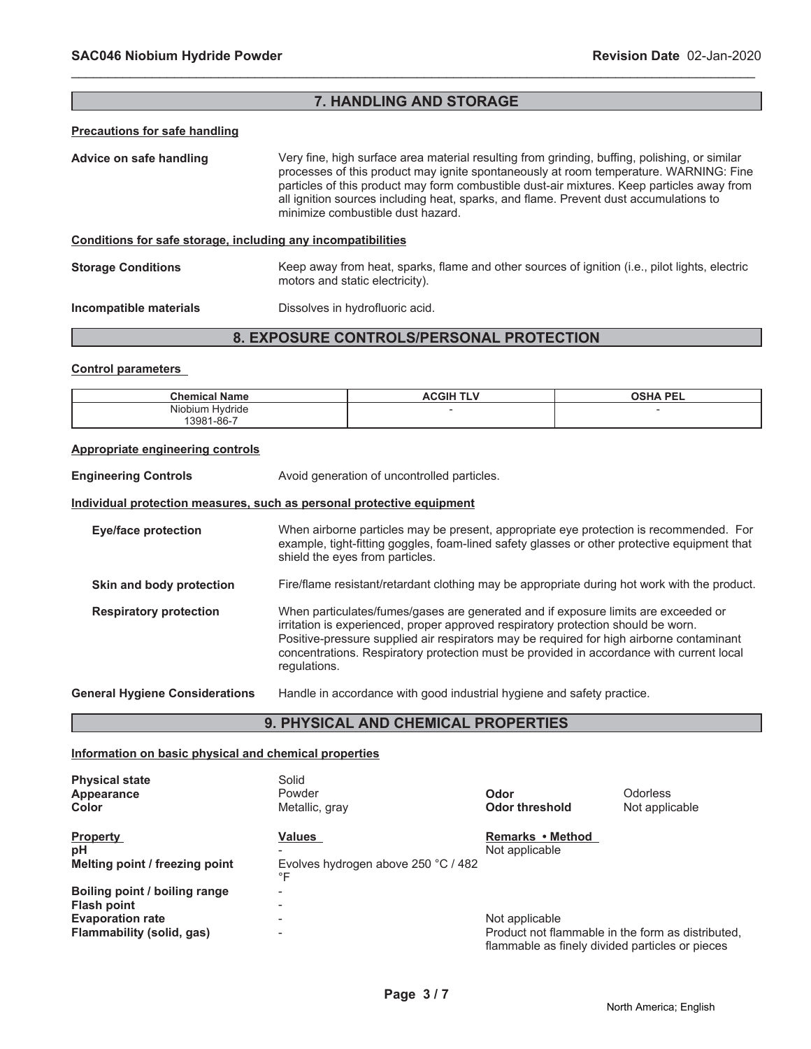## 7. HANDLING AND STORAGE

### Precautions for safe handling

**Advice on safe handling** Very fine, high surface area material resulting from grinding, buffing, polishing, or similar processes of this product may ignite spontaneously at room temperature. WARNING: Fine particles of this product may form combustible dust-air mixtures. Keep particles away from all ignition sources including heat, sparks, and flame. Prevent dust accumulations to minimize combustible dust hazard.

### Conditions for safe storage, including any incompatibilities

**Storage Conditions** Keep away from heat, sparks, flame and other sources of ignition (i.e., pilot lights, electric motors and static electricity).

**Incompatible materials** Dissolves in hydrofluoric acid.

## 8. EXPOSURE CONTROLS/PERSONAL PROTECTION

### Control parameters

| Chemical Name | ACGIH TLV | OSHA PEL |
|---|---|---|
| Niobium Hydride<br>13981-86-7 | - | - |

### Appropriate engineering controls

**Engineering Controls** Avoid generation of uncontrolled particles.

### Individual protection measures, such as personal protective equipment

**Eye/face protection** When airborne particles may be present, appropriate eye protection is recommended. For example, tight-fitting goggles, foam-lined safety glasses or other protective equipment that shield the eyes from particles.

**Skin and body protection** Fire/flame resistant/retardant clothing may be appropriate during hot work with the product.

**Respiratory protection** When particulates/fumes/gases are generated and if exposure limits are exceeded or irritation is experienced, proper approved respiratory protection should be worn. Positive-pressure supplied air respirators may be required for high airborne contaminant concentrations. Respiratory protection must be provided in accordance with current local regulations.

**General Hygiene Considerations** Handle in accordance with good industrial hygiene and safety practice.

## 9. PHYSICAL AND CHEMICAL PROPERTIES

### Information on basic physical and chemical properties

**Physical state** Solid
**Appearance** Powder
**Color** Metallic, gray
**Odor** Odorless
**Odor threshold** Not applicable

| Property | Values | Remarks • Method |
|---|---|---|
| pH | - | Not applicable |
| Melting point / freezing point | Evolves hydrogen above 250 °C / 482 °F | |
| Boiling point / boiling range | - | |
| Flash point | - | |
| Evaporation rate | - | Not applicable |
| Flammability (solid, gas) | - | Product not flammable in the form as distributed, flammable as finely divided particles or pieces |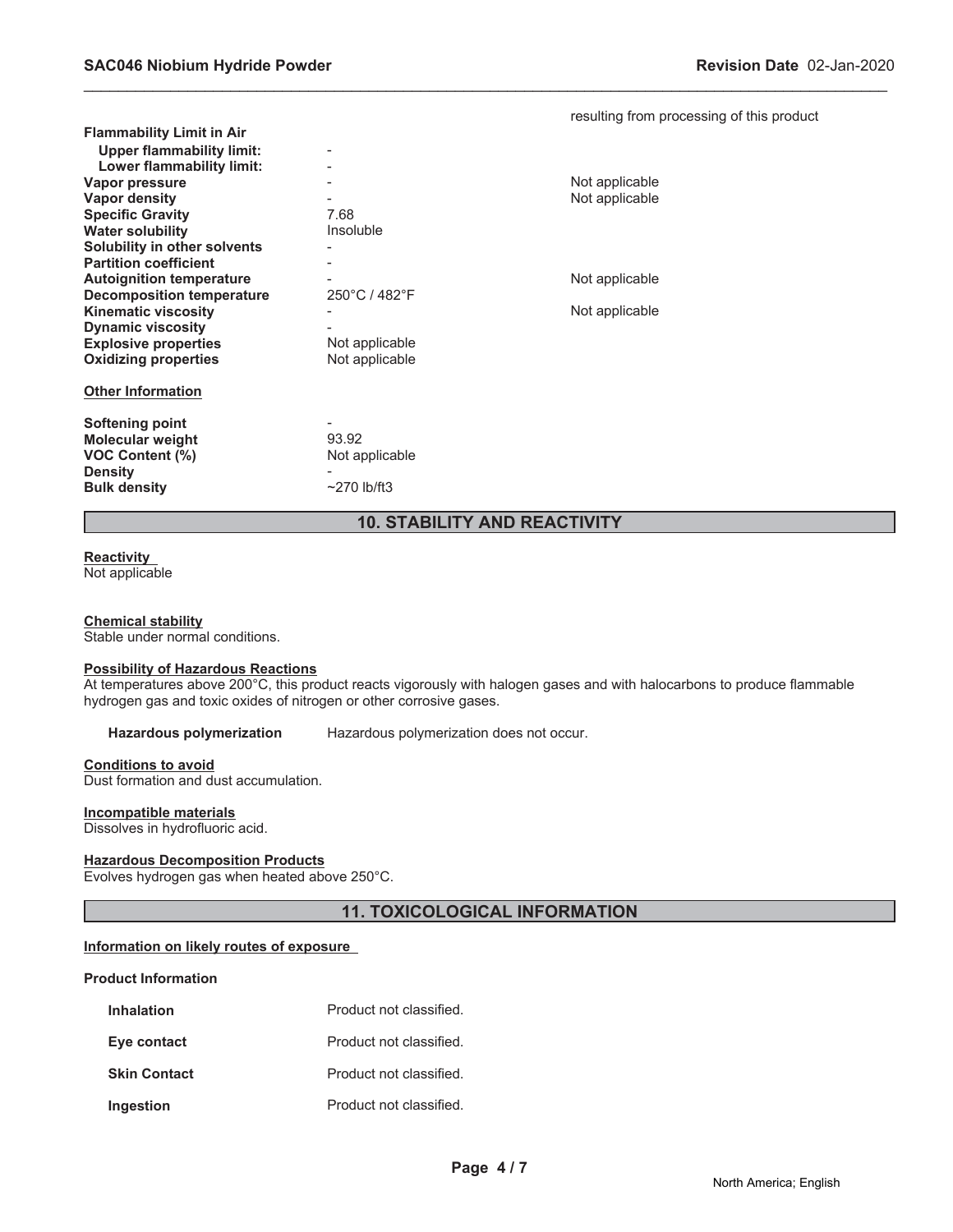resulting from processing of this product

| Property | Values | Remarks • Method |
| --- | --- | --- |
| **Flammability Limit in Air** | | |
| **Upper flammability limit:** | - | |
| **Lower flammability limit:** | - | |
| **Vapor pressure** | - | Not applicable |
| **Vapor density** | - | Not applicable |
| **Specific Gravity** | 7.68 | |
| **Water solubility** | Insoluble | |
| **Solubility in other solvents** | - | |
| **Partition coefficient** | - | |
| **Autoignition temperature** | - | Not applicable |
| **Decomposition temperature** | 250°C / 482°F | |
| **Kinematic viscosity** | - | Not applicable |
| **Dynamic viscosity** | - | |
| **Explosive properties** | Not applicable | |
| **Oxidizing properties** | Not applicable | |

**Other Information**

| | |
| --- | --- |
| **Softening point** | - |
| **Molecular weight** | 93.92 |
| **VOC Content (%)** | Not applicable |
| **Density** | - |
| **Bulk density** | ~270 lb/ft3 |

## 10. STABILITY AND REACTIVITY

**Reactivity**
Not applicable

**Chemical stability**
Stable under normal conditions.

**Possibility of Hazardous Reactions**
At temperatures above 200°C, this product reacts vigorously with halogen gases and with halocarbons to produce flammable hydrogen gas and toxic oxides of nitrogen or other corrosive gases.

**Hazardous polymerization** Hazardous polymerization does not occur.

**Conditions to avoid**
Dust formation and dust accumulation.

**Incompatible materials**
Dissolves in hydrofluoric acid.

**Hazardous Decomposition Products**
Evolves hydrogen gas when heated above 250°C.

## 11. TOXICOLOGICAL INFORMATION

**Information on likely routes of exposure**

**Product Information**

| | |
| --- | --- |
| **Inhalation** | Product not classified. |
| **Eye contact** | Product not classified. |
| **Skin Contact** | Product not classified. |
| **Ingestion** | Product not classified. |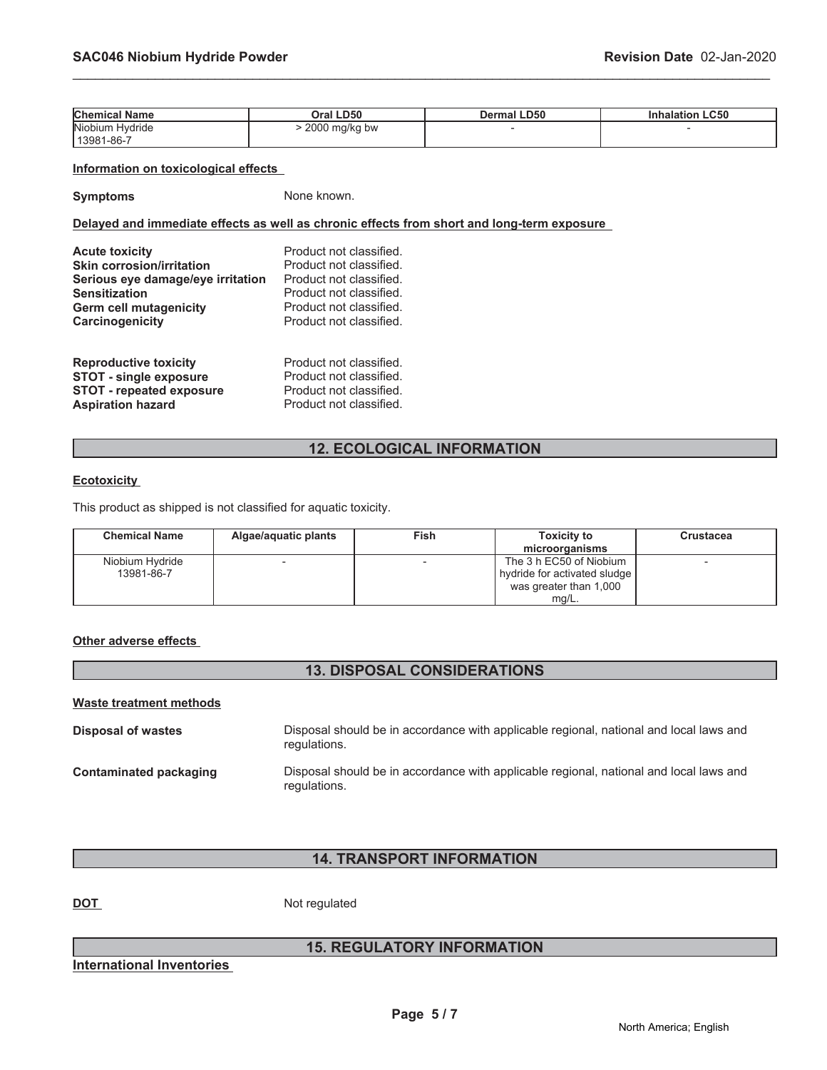| Chemical Name | Oral LD50 | Dermal LD50 | Inhalation LC50 |
|---|---|---|---|
| Niobium Hydride<br>13981-86-7 | > 2000 mg/kg bw | - | - |

**Information on toxicological effects**

**Symptoms** None known.

**Delayed and immediate effects as well as chronic effects from short and long-term exposure**

**Acute toxicity** Product not classified.
**Skin corrosion/irritation** Product not classified.
**Serious eye damage/eye irritation** Product not classified.
**Sensitization** Product not classified.
**Germ cell mutagenicity** Product not classified.
**Carcinogenicity** Product not classified.

**Reproductive toxicity** Product not classified.
**STOT - single exposure** Product not classified.
**STOT - repeated exposure** Product not classified.
**Aspiration hazard** Product not classified.

## 12. ECOLOGICAL INFORMATION

**Ecotoxicity**

This product as shipped is not classified for aquatic toxicity.

| Chemical Name | Algae/aquatic plants | Fish | Toxicity to microorganisms | Crustacea |
|---|---|---|---|---|
| Niobium Hydride<br>13981-86-7 | - | - | The 3 h EC50 of Niobium hydride for activated sludge was greater than 1,000 mg/L. | - |

**Other adverse effects**

## 13. DISPOSAL CONSIDERATIONS

**Waste treatment methods**

**Disposal of wastes** Disposal should be in accordance with applicable regional, national and local laws and regulations.

**Contaminated packaging** Disposal should be in accordance with applicable regional, national and local laws and regulations.

## 14. TRANSPORT INFORMATION

**DOT** Not regulated

## 15. REGULATORY INFORMATION

**International Inventories**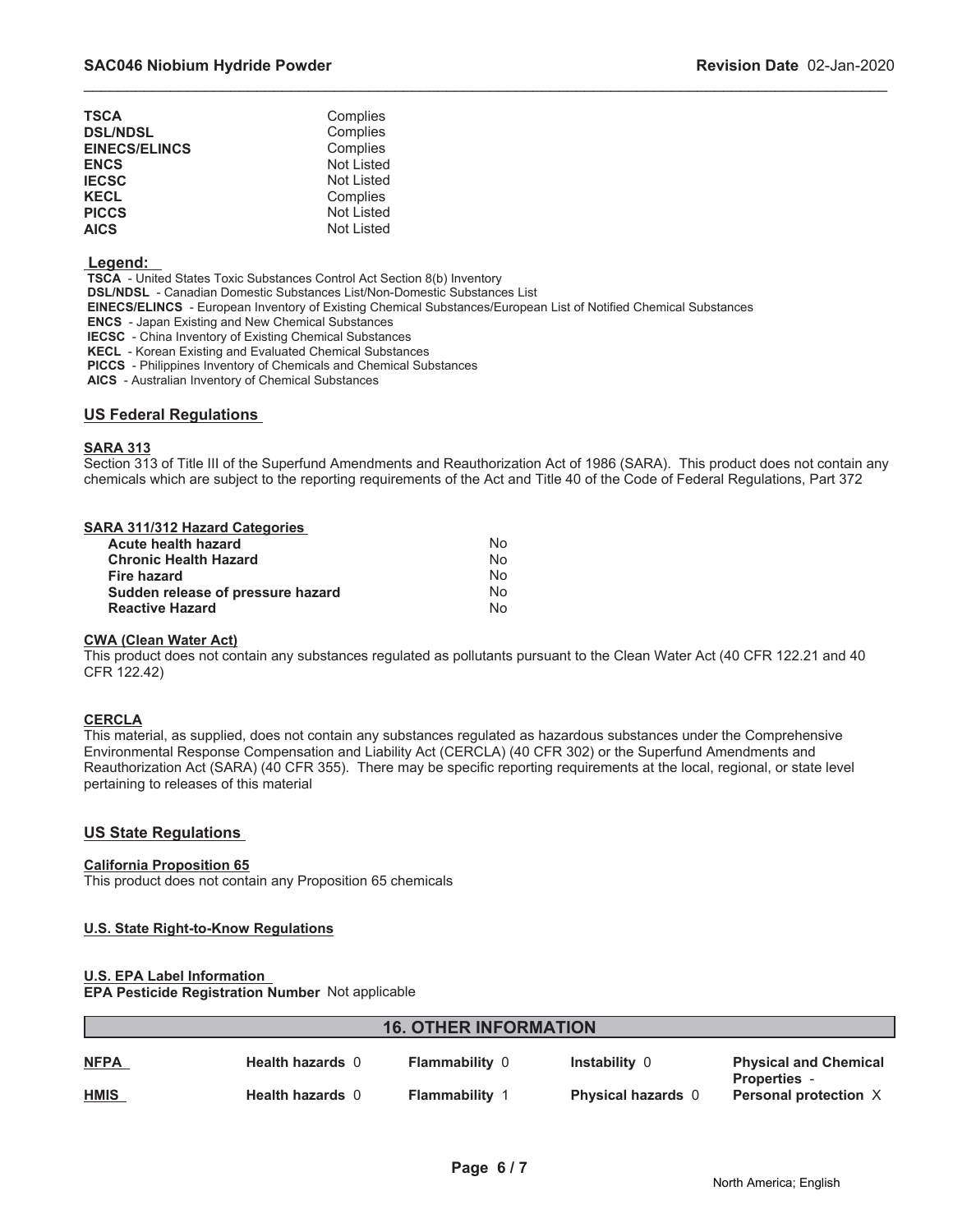| | |
|---|---|
| **TSCA** | Complies |
| **DSL/NDSL** | Complies |
| **EINECS/ELINCS** | Complies |
| **ENCS** | Not Listed |
| **IECSC** | Not Listed |
| **KECL** | Complies |
| **PICCS** | Not Listed |
| **AICS** | Not Listed |

**Legend:**

**TSCA** - United States Toxic Substances Control Act Section 8(b) Inventory
**DSL/NDSL** - Canadian Domestic Substances List/Non-Domestic Substances List
**EINECS/ELINCS** - European Inventory of Existing Chemical Substances/European List of Notified Chemical Substances
**ENCS** - Japan Existing and New Chemical Substances
**IECSC** - China Inventory of Existing Chemical Substances
**KECL** - Korean Existing and Evaluated Chemical Substances
**PICCS** - Philippines Inventory of Chemicals and Chemical Substances
**AICS** - Australian Inventory of Chemical Substances

## US Federal Regulations

### SARA 313

Section 313 of Title III of the Superfund Amendments and Reauthorization Act of 1986 (SARA). This product does not contain any chemicals which are subject to the reporting requirements of the Act and Title 40 of the Code of Federal Regulations, Part 372

### SARA 311/312 Hazard Categories

| | |
|---|---|
| **Acute health hazard** | No |
| **Chronic Health Hazard** | No |
| **Fire hazard** | No |
| **Sudden release of pressure hazard** | No |
| **Reactive Hazard** | No |

### CWA (Clean Water Act)

This product does not contain any substances regulated as pollutants pursuant to the Clean Water Act (40 CFR 122.21 and 40 CFR 122.42)

### CERCLA

This material, as supplied, does not contain any substances regulated as hazardous substances under the Comprehensive Environmental Response Compensation and Liability Act (CERCLA) (40 CFR 302) or the Superfund Amendments and Reauthorization Act (SARA) (40 CFR 355). There may be specific reporting requirements at the local, regional, or state level pertaining to releases of this material

## US State Regulations

### California Proposition 65

This product does not contain any Proposition 65 chemicals

### U.S. State Right-to-Know Regulations

### U.S. EPA Label Information

**EPA Pesticide Registration Number** Not applicable

## 16. OTHER INFORMATION

| | | | | |
|---|---|---|---|---|
| **NFPA** | **Health hazards** 0 | **Flammability** 0 | **Instability** 0 | **Physical and Chemical Properties** - |
| **HMIS** | **Health hazards** 0 | **Flammability** 1 | **Physical hazards** 0 | **Personal protection** X |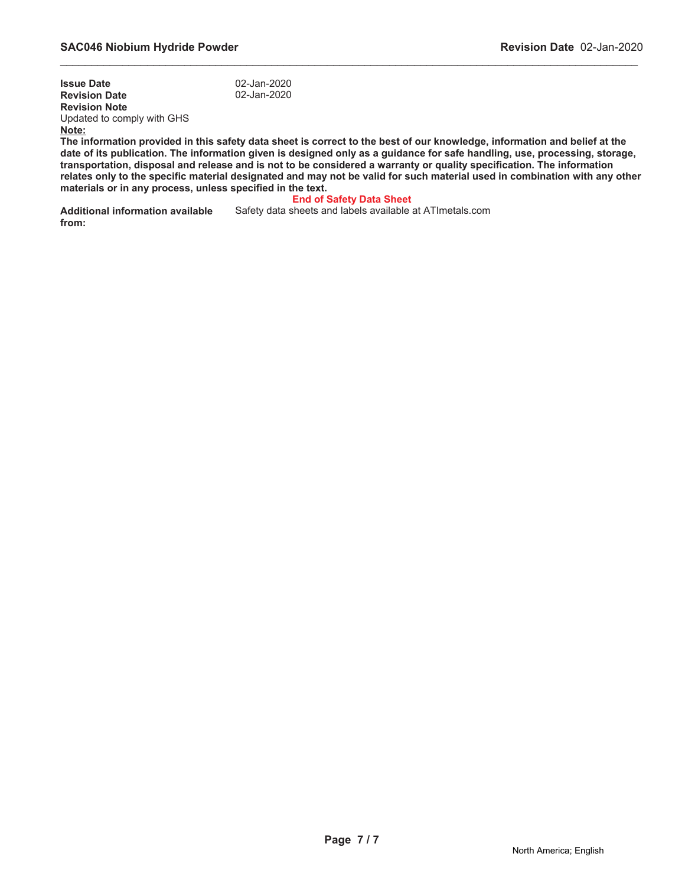| | |
|---|---|
| **Issue Date** | 02-Jan-2020 |
| **Revision Date** | 02-Jan-2020 |

**Revision Note**

Updated to comply with GHS

**Note:**

**The information provided in this safety data sheet is correct to the best of our knowledge, information and belief at the date of its publication. The information given is designed only as a guidance for safe handling, use, processing, storage, transportation, disposal and release and is not to be considered a warranty or quality specification. The information relates only to the specific material designated and may not be valid for such material used in combination with any other materials or in any process, unless specified in the text.**

**End of Safety Data Sheet**

**Additional information available from:** Safety data sheets and labels available at ATImetals.com

North America; English